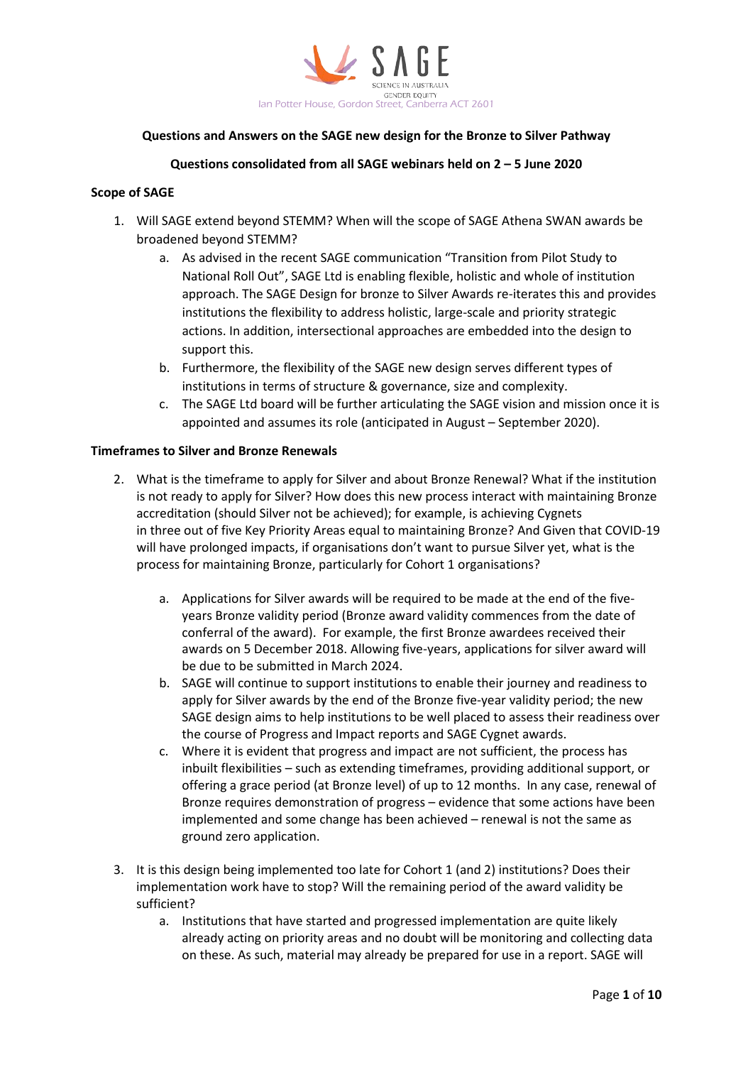SAGE

SCIENCE IN AUSTRALIA GENDER EQUITY

Ian Potter House, Gordon Street, Canberra ACT 2601

**Questions and Answers on the SAGE new design for the Bronze to Silver Pathway**

**Questions consolidated from all SAGE webinars held on 2 – 5 June 2020**

**Scope of SAGE**

1. Will SAGE extend beyond STEMM? When will the scope of SAGE Athena SWAN awards be broadened beyond STEMM?
   a. As advised in the recent SAGE communication "Transition from Pilot Study to National Roll Out", SAGE Ltd is enabling flexible, holistic and whole of institution approach. The SAGE Design for bronze to Silver Awards re-iterates this and provides institutions the flexibility to address holistic, large-scale and priority strategic actions. In addition, intersectional approaches are embedded into the design to support this.
   b. Furthermore, the flexibility of the SAGE new design serves different types of institutions in terms of structure & governance, size and complexity.
   c. The SAGE Ltd board will be further articulating the SAGE vision and mission once it is appointed and assumes its role (anticipated in August – September 2020).

**Timeframes to Silver and Bronze Renewals**

2. What is the timeframe to apply for Silver and about Bronze Renewal? What if the institution is not ready to apply for Silver? How does this new process interact with maintaining Bronze accreditation (should Silver not be achieved); for example, is achieving Cygnets in three out of five Key Priority Areas equal to maintaining Bronze? And Given that COVID-19 will have prolonged impacts, if organisations don't want to pursue Silver yet, what is the process for maintaining Bronze, particularly for Cohort 1 organisations?

   a. Applications for Silver awards will be required to be made at the end of the five-years Bronze validity period (Bronze award validity commences from the date of conferral of the award). For example, the first Bronze awardees received their awards on 5 December 2018. Allowing five-years, applications for silver award will be due to be submitted in March 2024.
   b. SAGE will continue to support institutions to enable their journey and readiness to apply for Silver awards by the end of the Bronze five-year validity period; the new SAGE design aims to help institutions to be well placed to assess their readiness over the course of Progress and Impact reports and SAGE Cygnet awards.
   c. Where it is evident that progress and impact are not sufficient, the process has inbuilt flexibilities – such as extending timeframes, providing additional support, or offering a grace period (at Bronze level) of up to 12 months. In any case, renewal of Bronze requires demonstration of progress – evidence that some actions have been implemented and some change has been achieved – renewal is not the same as ground zero application.

3. It is this design being implemented too late for Cohort 1 (and 2) institutions? Does their implementation work have to stop? Will the remaining period of the award validity be sufficient?
   a. Institutions that have started and progressed implementation are quite likely already acting on priority areas and no doubt will be monitoring and collecting data on these. As such, material may already be prepared for use in a report. SAGE will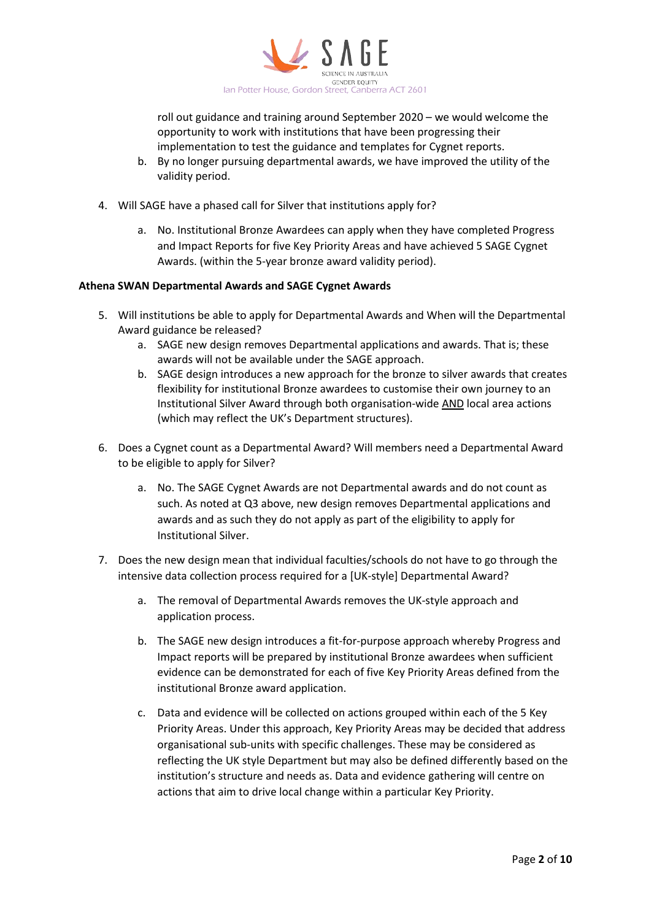roll out guidance and training around September 2020 – we would welcome the opportunity to work with institutions that have been progressing their implementation to test the guidance and templates for Cygnet reports.

   b. By no longer pursuing departmental awards, we have improved the utility of the validity period.

4. Will SAGE have a phased call for Silver that institutions apply for?

   a. No. Institutional Bronze Awardees can apply when they have completed Progress and Impact Reports for five Key Priority Areas and have achieved 5 SAGE Cygnet Awards. (within the 5-year bronze award validity period).

**Athena SWAN Departmental Awards and SAGE Cygnet Awards**

5. Will institutions be able to apply for Departmental Awards and When will the Departmental Award guidance be released?
   a. SAGE new design removes Departmental applications and awards. That is; these awards will not be available under the SAGE approach.
   b. SAGE design introduces a new approach for the bronze to silver awards that creates flexibility for institutional Bronze awardees to customise their own journey to an Institutional Silver Award through both organisation-wide <u>AND</u> local area actions (which may reflect the UK's Department structures).

6. Does a Cygnet count as a Departmental Award? Will members need a Departmental Award to be eligible to apply for Silver?

   a. No. The SAGE Cygnet Awards are not Departmental awards and do not count as such. As noted at Q3 above, new design removes Departmental applications and awards and as such they do not apply as part of the eligibility to apply for Institutional Silver.

7. Does the new design mean that individual faculties/schools do not have to go through the intensive data collection process required for a [UK-style] Departmental Award?

   a. The removal of Departmental Awards removes the UK-style approach and application process.

   b. The SAGE new design introduces a fit-for-purpose approach whereby Progress and Impact reports will be prepared by institutional Bronze awardees when sufficient evidence can be demonstrated for each of five Key Priority Areas defined from the institutional Bronze award application.

   c. Data and evidence will be collected on actions grouped within each of the 5 Key Priority Areas. Under this approach, Key Priority Areas may be decided that address organisational sub-units with specific challenges. These may be considered as reflecting the UK style Department but may also be defined differently based on the institution's structure and needs as. Data and evidence gathering will centre on actions that aim to drive local change within a particular Key Priority.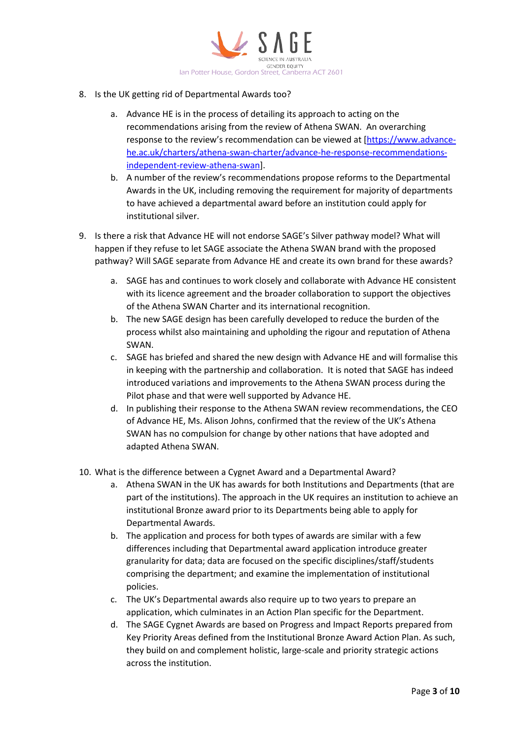8. Is the UK getting rid of Departmental Awards too?

    a. Advance HE is in the process of detailing its approach to acting on the recommendations arising from the review of Athena SWAN. An overarching response to the review's recommendation can be viewed at [https://www.advance-he.ac.uk/charters/athena-swan-charter/advance-he-response-recommendations-independent-review-athena-swan].

    b. A number of the review's recommendations propose reforms to the Departmental Awards in the UK, including removing the requirement for majority of departments to have achieved a departmental award before an institution could apply for institutional silver.

9. Is there a risk that Advance HE will not endorse SAGE's Silver pathway model? What will happen if they refuse to let SAGE associate the Athena SWAN brand with the proposed pathway? Will SAGE separate from Advance HE and create its own brand for these awards?

    a. SAGE has and continues to work closely and collaborate with Advance HE consistent with its licence agreement and the broader collaboration to support the objectives of the Athena SWAN Charter and its international recognition.

    b. The new SAGE design has been carefully developed to reduce the burden of the process whilst also maintaining and upholding the rigour and reputation of Athena SWAN.

    c. SAGE has briefed and shared the new design with Advance HE and will formalise this in keeping with the partnership and collaboration. It is noted that SAGE has indeed introduced variations and improvements to the Athena SWAN process during the Pilot phase and that were well supported by Advance HE.

    d. In publishing their response to the Athena SWAN review recommendations, the CEO of Advance HE, Ms. Alison Johns, confirmed that the review of the UK's Athena SWAN has no compulsion for change by other nations that have adopted and adapted Athena SWAN.

10. What is the difference between a Cygnet Award and a Departmental Award?

    a. Athena SWAN in the UK has awards for both Institutions and Departments (that are part of the institutions). The approach in the UK requires an institution to achieve an institutional Bronze award prior to its Departments being able to apply for Departmental Awards.

    b. The application and process for both types of awards are similar with a few differences including that Departmental award application introduce greater granularity for data; data are focused on the specific disciplines/staff/students comprising the department; and examine the implementation of institutional policies.

    c. The UK's Departmental awards also require up to two years to prepare an application, which culminates in an Action Plan specific for the Department.

    d. The SAGE Cygnet Awards are based on Progress and Impact Reports prepared from Key Priority Areas defined from the Institutional Bronze Award Action Plan. As such, they build on and complement holistic, large-scale and priority strategic actions across the institution.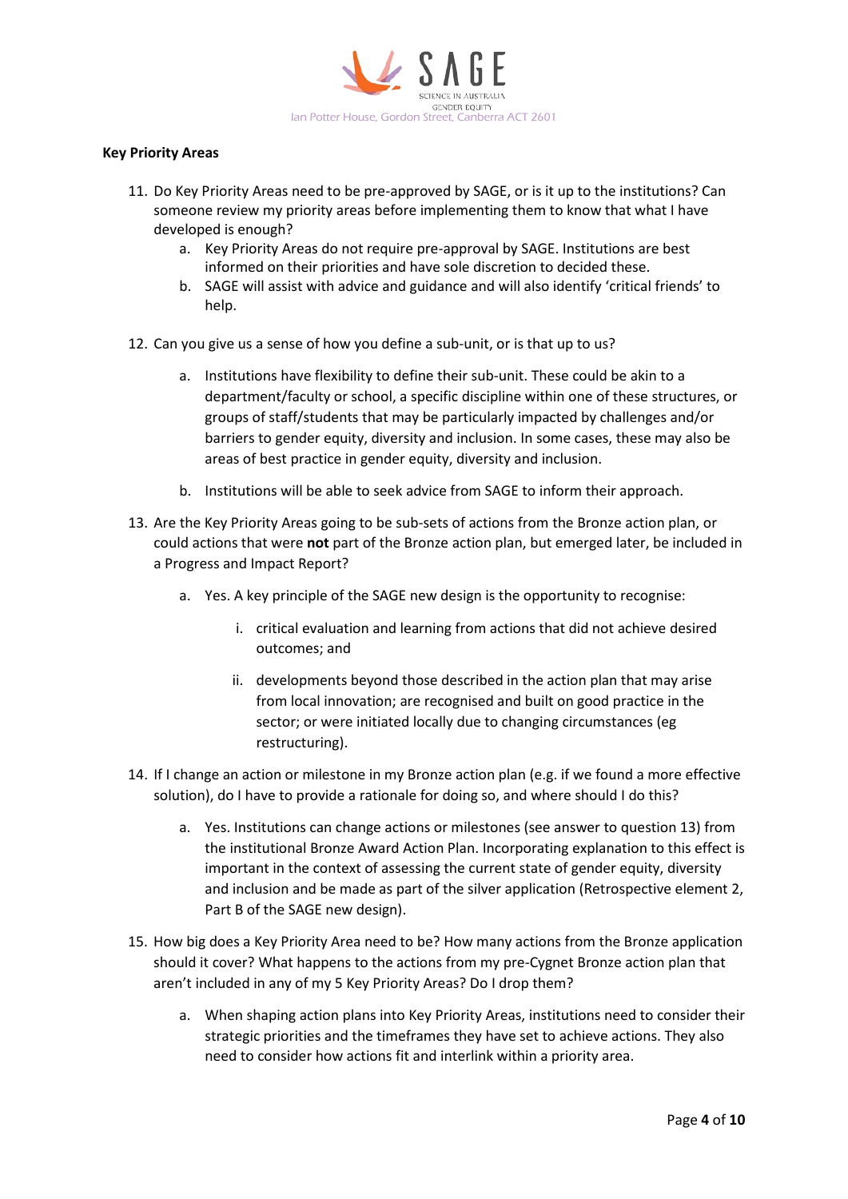**Key Priority Areas**

11. Do Key Priority Areas need to be pre-approved by SAGE, or is it up to the institutions? Can someone review my priority areas before implementing them to know that what I have developed is enough?
    a. Key Priority Areas do not require pre-approval by SAGE. Institutions are best informed on their priorities and have sole discretion to decided these.
    b. SAGE will assist with advice and guidance and will also identify 'critical friends' to help.

12. Can you give us a sense of how you define a sub-unit, or is that up to us?
    a. Institutions have flexibility to define their sub-unit. These could be akin to a department/faculty or school, a specific discipline within one of these structures, or groups of staff/students that may be particularly impacted by challenges and/or barriers to gender equity, diversity and inclusion. In some cases, these may also be areas of best practice in gender equity, diversity and inclusion.
    b. Institutions will be able to seek advice from SAGE to inform their approach.

13. Are the Key Priority Areas going to be sub-sets of actions from the Bronze action plan, or could actions that were **not** part of the Bronze action plan, but emerged later, be included in a Progress and Impact Report?
    a. Yes. A key principle of the SAGE new design is the opportunity to recognise:
        i. critical evaluation and learning from actions that did not achieve desired outcomes; and
        ii. developments beyond those described in the action plan that may arise from local innovation; are recognised and built on good practice in the sector; or were initiated locally due to changing circumstances (eg restructuring).

14. If I change an action or milestone in my Bronze action plan (e.g. if we found a more effective solution), do I have to provide a rationale for doing so, and where should I do this?
    a. Yes. Institutions can change actions or milestones (see answer to question 13) from the institutional Bronze Award Action Plan. Incorporating explanation to this effect is important in the context of assessing the current state of gender equity, diversity and inclusion and be made as part of the silver application (Retrospective element 2, Part B of the SAGE new design).

15. How big does a Key Priority Area need to be? How many actions from the Bronze application should it cover? What happens to the actions from my pre-Cygnet Bronze action plan that aren't included in any of my 5 Key Priority Areas? Do I drop them?
    a. When shaping action plans into Key Priority Areas, institutions need to consider their strategic priorities and the timeframes they have set to achieve actions. They also need to consider how actions fit and interlink within a priority area.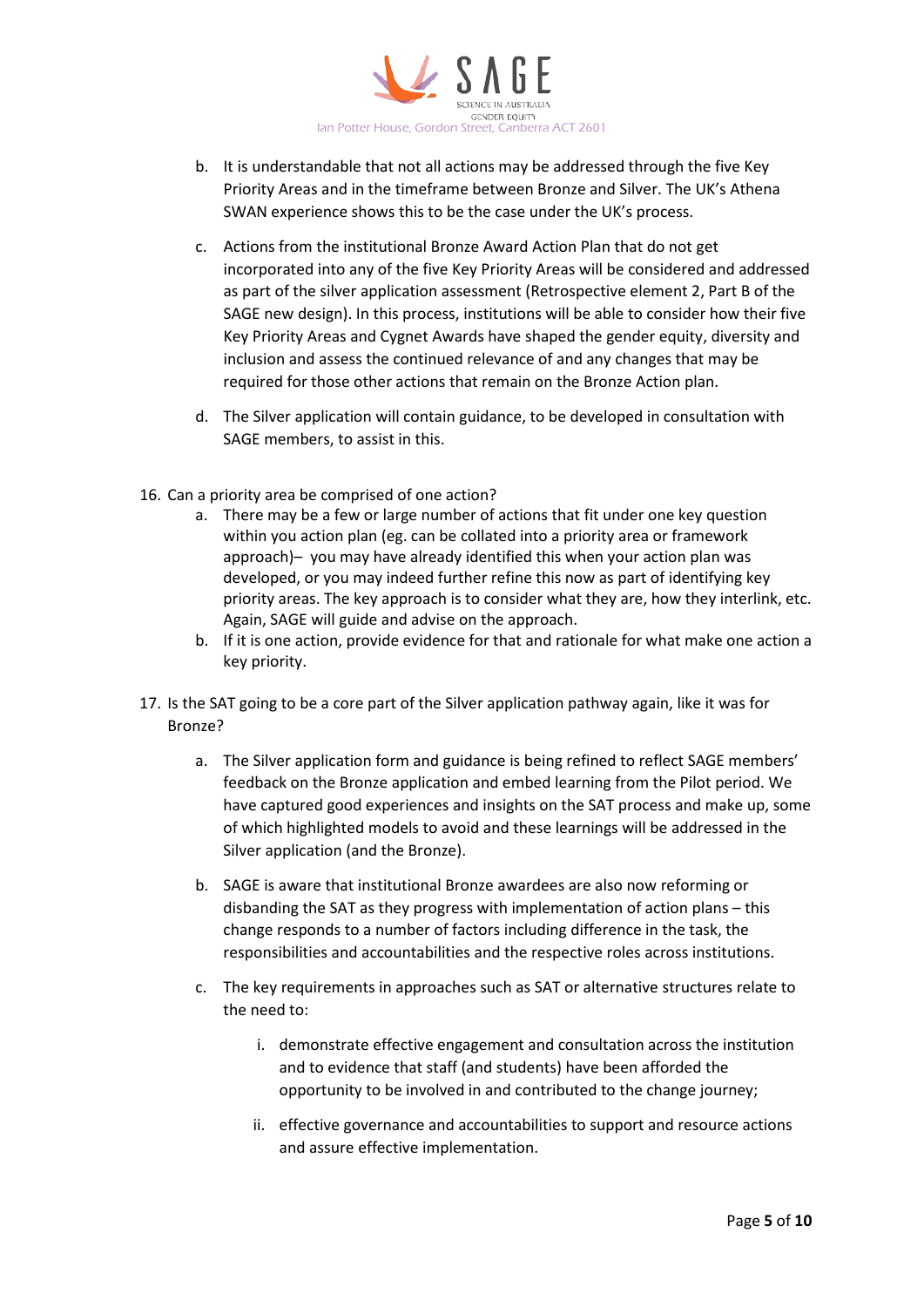b. It is understandable that not all actions may be addressed through the five Key Priority Areas and in the timeframe between Bronze and Silver. The UK's Athena SWAN experience shows this to be the case under the UK's process.

c. Actions from the institutional Bronze Award Action Plan that do not get incorporated into any of the five Key Priority Areas will be considered and addressed as part of the silver application assessment (Retrospective element 2, Part B of the SAGE new design). In this process, institutions will be able to consider how their five Key Priority Areas and Cygnet Awards have shaped the gender equity, diversity and inclusion and assess the continued relevance of and any changes that may be required for those other actions that remain on the Bronze Action plan.

d. The Silver application will contain guidance, to be developed in consultation with SAGE members, to assist in this.

16. Can a priority area be comprised of one action?
    a. There may be a few or large number of actions that fit under one key question within you action plan (eg. can be collated into a priority area or framework approach)– you may have already identified this when your action plan was developed, or you may indeed further refine this now as part of identifying key priority areas. The key approach is to consider what they are, how they interlink, etc. Again, SAGE will guide and advise on the approach.
    b. If it is one action, provide evidence for that and rationale for what make one action a key priority.

17. Is the SAT going to be a core part of the Silver application pathway again, like it was for Bronze?

    a. The Silver application form and guidance is being refined to reflect SAGE members' feedback on the Bronze application and embed learning from the Pilot period. We have captured good experiences and insights on the SAT process and make up, some of which highlighted models to avoid and these learnings will be addressed in the Silver application (and the Bronze).

    b. SAGE is aware that institutional Bronze awardees are also now reforming or disbanding the SAT as they progress with implementation of action plans – this change responds to a number of factors including difference in the task, the responsibilities and accountabilities and the respective roles across institutions.

    c. The key requirements in approaches such as SAT or alternative structures relate to the need to:

        i. demonstrate effective engagement and consultation across the institution and to evidence that staff (and students) have been afforded the opportunity to be involved in and contributed to the change journey;

        ii. effective governance and accountabilities to support and resource actions and assure effective implementation.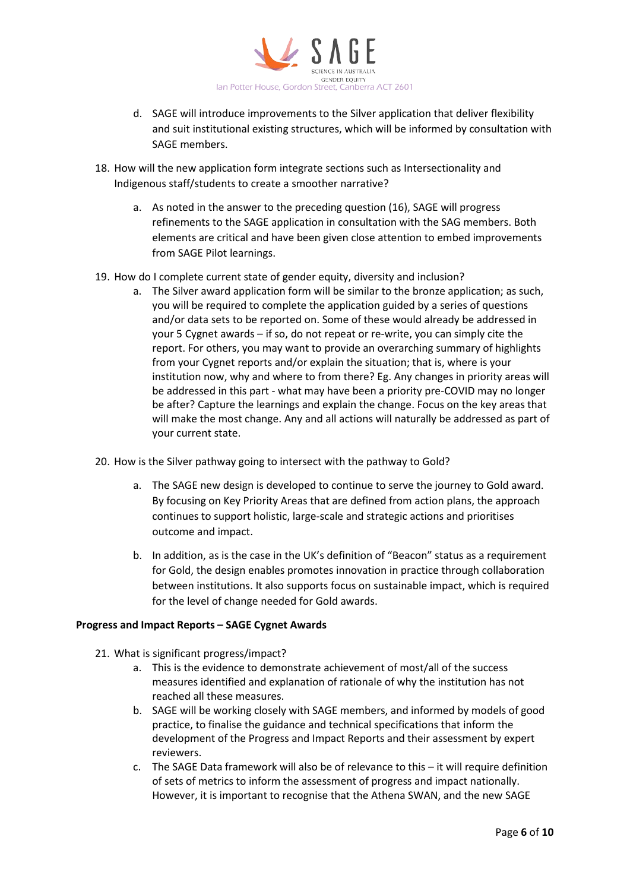d. SAGE will introduce improvements to the Silver application that deliver flexibility and suit institutional existing structures, which will be informed by consultation with SAGE members.

18. How will the new application form integrate sections such as Intersectionality and Indigenous staff/students to create a smoother narrative?

    a. As noted in the answer to the preceding question (16), SAGE will progress refinements to the SAGE application in consultation with the SAG members. Both elements are critical and have been given close attention to embed improvements from SAGE Pilot learnings.

19. How do I complete current state of gender equity, diversity and inclusion?

    a. The Silver award application form will be similar to the bronze application; as such, you will be required to complete the application guided by a series of questions and/or data sets to be reported on. Some of these would already be addressed in your 5 Cygnet awards – if so, do not repeat or re-write, you can simply cite the report. For others, you may want to provide an overarching summary of highlights from your Cygnet reports and/or explain the situation; that is, where is your institution now, why and where to from there? Eg. Any changes in priority areas will be addressed in this part - what may have been a priority pre-COVID may no longer be after? Capture the learnings and explain the change. Focus on the key areas that will make the most change. Any and all actions will naturally be addressed as part of your current state.

20. How is the Silver pathway going to intersect with the pathway to Gold?

    a. The SAGE new design is developed to continue to serve the journey to Gold award. By focusing on Key Priority Areas that are defined from action plans, the approach continues to support holistic, large-scale and strategic actions and prioritises outcome and impact.

    b. In addition, as is the case in the UK's definition of "Beacon" status as a requirement for Gold, the design enables promotes innovation in practice through collaboration between institutions. It also supports focus on sustainable impact, which is required for the level of change needed for Gold awards.

**Progress and Impact Reports – SAGE Cygnet Awards**

21. What is significant progress/impact?

    a. This is the evidence to demonstrate achievement of most/all of the success measures identified and explanation of rationale of why the institution has not reached all these measures.

    b. SAGE will be working closely with SAGE members, and informed by models of good practice, to finalise the guidance and technical specifications that inform the development of the Progress and Impact Reports and their assessment by expert reviewers.

    c. The SAGE Data framework will also be of relevance to this – it will require definition of sets of metrics to inform the assessment of progress and impact nationally. However, it is important to recognise that the Athena SWAN, and the new SAGE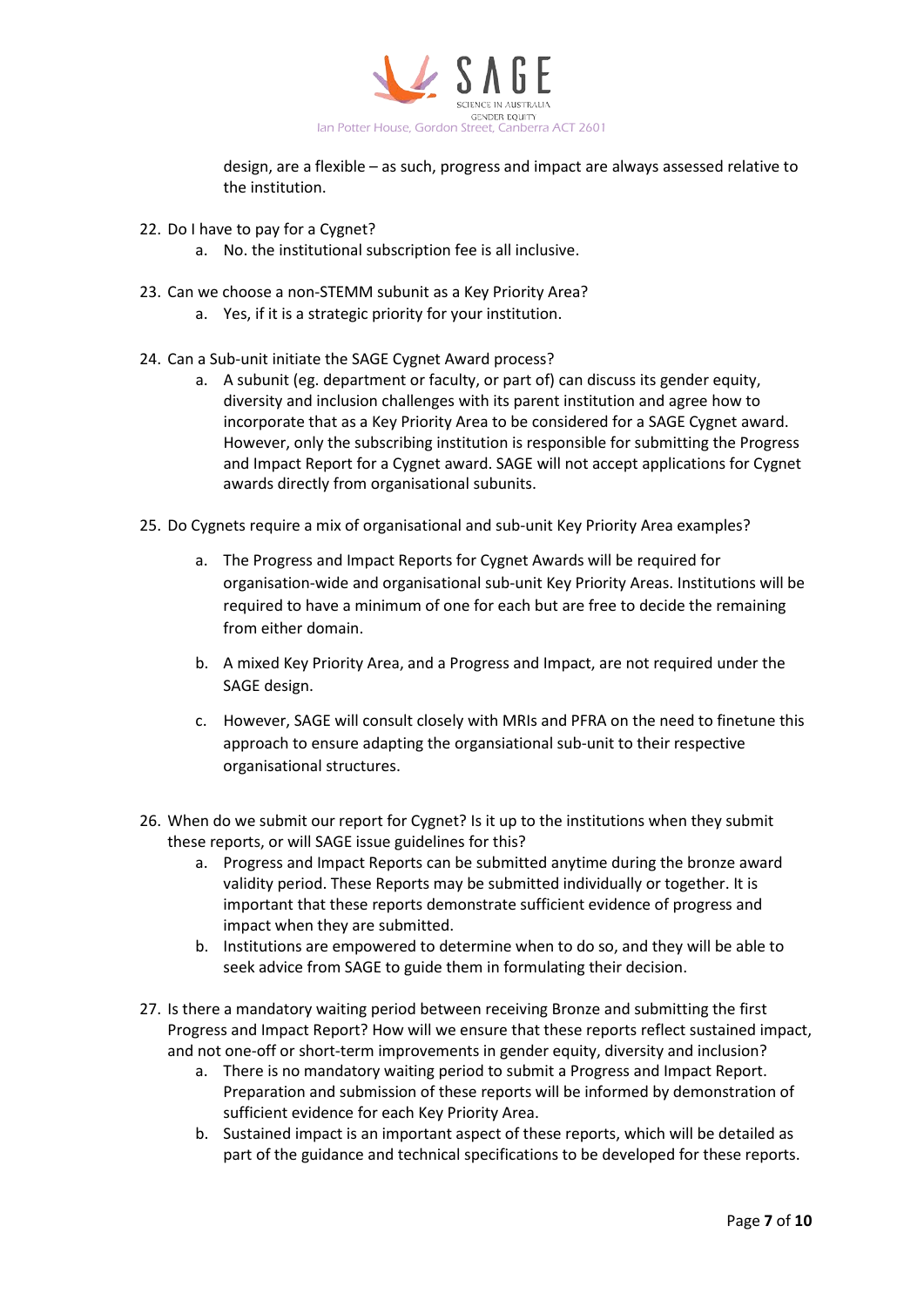design, are a flexible – as such, progress and impact are always assessed relative to the institution.

22. Do I have to pay for a Cygnet?
    a. No. the institutional subscription fee is all inclusive.

23. Can we choose a non-STEMM subunit as a Key Priority Area?
    a. Yes, if it is a strategic priority for your institution.

24. Can a Sub-unit initiate the SAGE Cygnet Award process?
    a. A subunit (eg. department or faculty, or part of) can discuss its gender equity, diversity and inclusion challenges with its parent institution and agree how to incorporate that as a Key Priority Area to be considered for a SAGE Cygnet award. However, only the subscribing institution is responsible for submitting the Progress and Impact Report for a Cygnet award. SAGE will not accept applications for Cygnet awards directly from organisational subunits.

25. Do Cygnets require a mix of organisational and sub-unit Key Priority Area examples?

    a. The Progress and Impact Reports for Cygnet Awards will be required for organisation-wide and organisational sub-unit Key Priority Areas. Institutions will be required to have a minimum of one for each but are free to decide the remaining from either domain.

    b. A mixed Key Priority Area, and a Progress and Impact, are not required under the SAGE design.

    c. However, SAGE will consult closely with MRIs and PFRA on the need to finetune this approach to ensure adapting the organsiational sub-unit to their respective organisational structures.

26. When do we submit our report for Cygnet? Is it up to the institutions when they submit these reports, or will SAGE issue guidelines for this?
    a. Progress and Impact Reports can be submitted anytime during the bronze award validity period. These Reports may be submitted individually or together. It is important that these reports demonstrate sufficient evidence of progress and impact when they are submitted.
    b. Institutions are empowered to determine when to do so, and they will be able to seek advice from SAGE to guide them in formulating their decision.

27. Is there a mandatory waiting period between receiving Bronze and submitting the first Progress and Impact Report? How will we ensure that these reports reflect sustained impact, and not one-off or short-term improvements in gender equity, diversity and inclusion?
    a. There is no mandatory waiting period to submit a Progress and Impact Report. Preparation and submission of these reports will be informed by demonstration of sufficient evidence for each Key Priority Area.
    b. Sustained impact is an important aspect of these reports, which will be detailed as part of the guidance and technical specifications to be developed for these reports.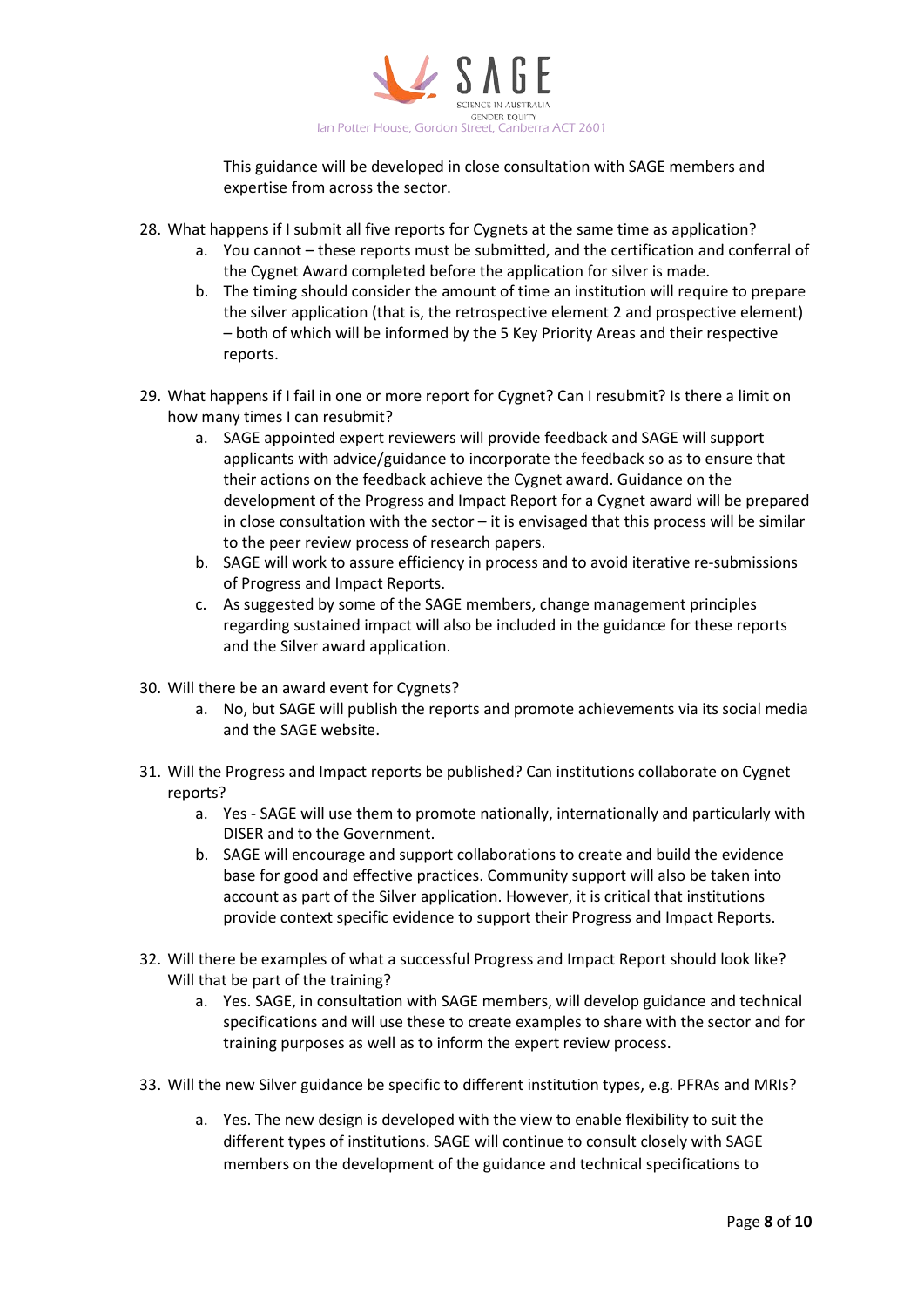This guidance will be developed in close consultation with SAGE members and expertise from across the sector.

28. What happens if I submit all five reports for Cygnets at the same time as application?
    a. You cannot – these reports must be submitted, and the certification and conferral of the Cygnet Award completed before the application for silver is made.
    b. The timing should consider the amount of time an institution will require to prepare the silver application (that is, the retrospective element 2 and prospective element) – both of which will be informed by the 5 Key Priority Areas and their respective reports.

29. What happens if I fail in one or more report for Cygnet? Can I resubmit? Is there a limit on how many times I can resubmit?
    a. SAGE appointed expert reviewers will provide feedback and SAGE will support applicants with advice/guidance to incorporate the feedback so as to ensure that their actions on the feedback achieve the Cygnet award. Guidance on the development of the Progress and Impact Report for a Cygnet award will be prepared in close consultation with the sector – it is envisaged that this process will be similar to the peer review process of research papers.
    b. SAGE will work to assure efficiency in process and to avoid iterative re-submissions of Progress and Impact Reports.
    c. As suggested by some of the SAGE members, change management principles regarding sustained impact will also be included in the guidance for these reports and the Silver award application.

30. Will there be an award event for Cygnets?
    a. No, but SAGE will publish the reports and promote achievements via its social media and the SAGE website.

31. Will the Progress and Impact reports be published? Can institutions collaborate on Cygnet reports?
    a. Yes - SAGE will use them to promote nationally, internationally and particularly with DISER and to the Government.
    b. SAGE will encourage and support collaborations to create and build the evidence base for good and effective practices. Community support will also be taken into account as part of the Silver application. However, it is critical that institutions provide context specific evidence to support their Progress and Impact Reports.

32. Will there be examples of what a successful Progress and Impact Report should look like? Will that be part of the training?
    a. Yes. SAGE, in consultation with SAGE members, will develop guidance and technical specifications and will use these to create examples to share with the sector and for training purposes as well as to inform the expert review process.

33. Will the new Silver guidance be specific to different institution types, e.g. PFRAs and MRIs?
    a. Yes. The new design is developed with the view to enable flexibility to suit the different types of institutions. SAGE will continue to consult closely with SAGE members on the development of the guidance and technical specifications to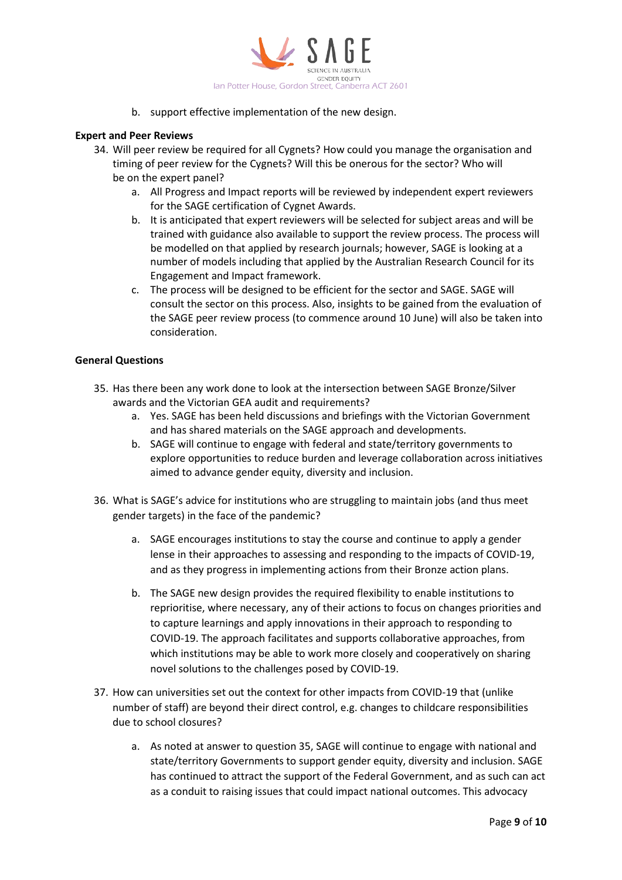b. support effective implementation of the new design.

**Expert and Peer Reviews**

34. Will peer review be required for all Cygnets? How could you manage the organisation and timing of peer review for the Cygnets? Will this be onerous for the sector? Who will be on the expert panel?
    a. All Progress and Impact reports will be reviewed by independent expert reviewers for the SAGE certification of Cygnet Awards.
    b. It is anticipated that expert reviewers will be selected for subject areas and will be trained with guidance also available to support the review process. The process will be modelled on that applied by research journals; however, SAGE is looking at a number of models including that applied by the Australian Research Council for its Engagement and Impact framework.
    c. The process will be designed to be efficient for the sector and SAGE. SAGE will consult the sector on this process. Also, insights to be gained from the evaluation of the SAGE peer review process (to commence around 10 June) will also be taken into consideration.

**General Questions**

35. Has there been any work done to look at the intersection between SAGE Bronze/Silver awards and the Victorian GEA audit and requirements?
    a. Yes. SAGE has been held discussions and briefings with the Victorian Government and has shared materials on the SAGE approach and developments.
    b. SAGE will continue to engage with federal and state/territory governments to explore opportunities to reduce burden and leverage collaboration across initiatives aimed to advance gender equity, diversity and inclusion.

36. What is SAGE's advice for institutions who are struggling to maintain jobs (and thus meet gender targets) in the face of the pandemic?
    a. SAGE encourages institutions to stay the course and continue to apply a gender lense in their approaches to assessing and responding to the impacts of COVID-19, and as they progress in implementing actions from their Bronze action plans.
    b. The SAGE new design provides the required flexibility to enable institutions to reprioritise, where necessary, any of their actions to focus on changes priorities and to capture learnings and apply innovations in their approach to responding to COVID-19. The approach facilitates and supports collaborative approaches, from which institutions may be able to work more closely and cooperatively on sharing novel solutions to the challenges posed by COVID-19.

37. How can universities set out the context for other impacts from COVID-19 that (unlike number of staff) are beyond their direct control, e.g. changes to childcare responsibilities due to school closures?
    a. As noted at answer to question 35, SAGE will continue to engage with national and state/territory Governments to support gender equity, diversity and inclusion. SAGE has continued to attract the support of the Federal Government, and as such can act as a conduit to raising issues that could impact national outcomes. This advocacy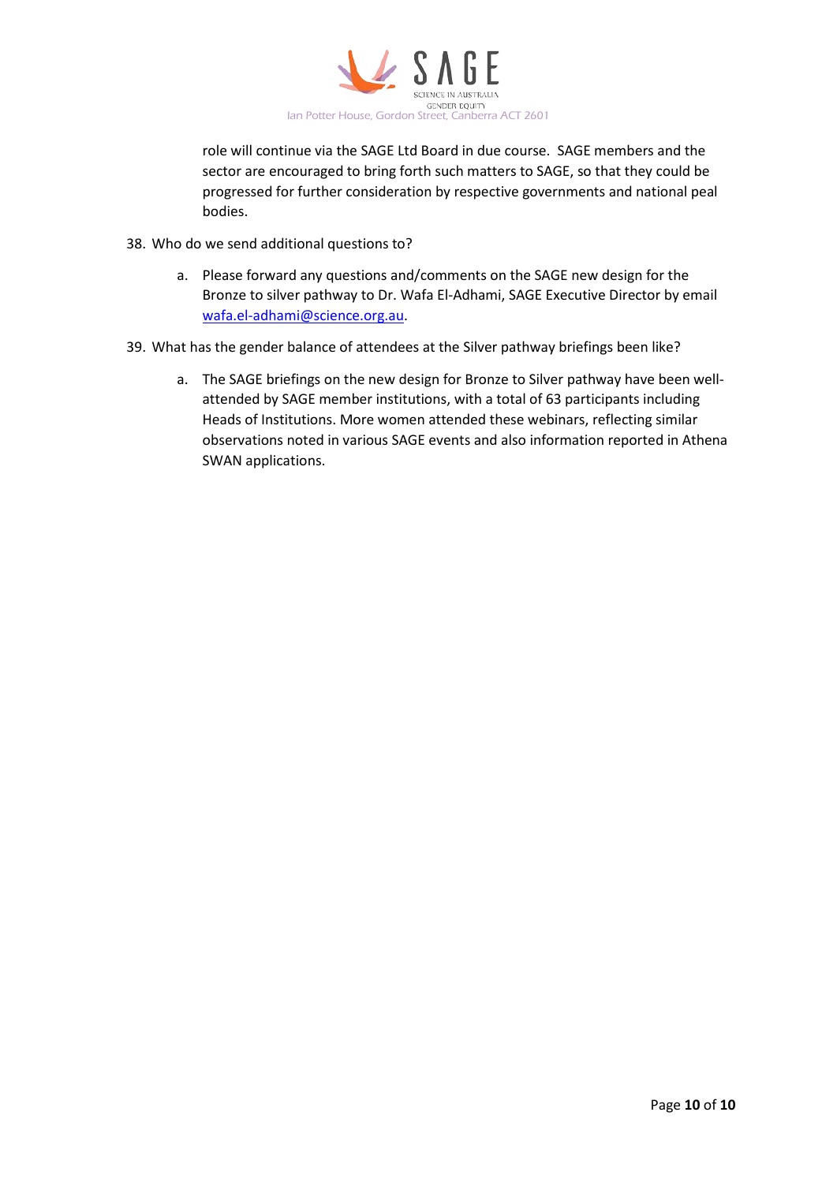role will continue via the SAGE Ltd Board in due course. SAGE members and the sector are encouraged to bring forth such matters to SAGE, so that they could be progressed for further consideration by respective governments and national peal bodies.

38. Who do we send additional questions to?

    a. Please forward any questions and/comments on the SAGE new design for the Bronze to silver pathway to Dr. Wafa El-Adhami, SAGE Executive Director by email wafa.el-adhami@science.org.au.

39. What has the gender balance of attendees at the Silver pathway briefings been like?

    a. The SAGE briefings on the new design for Bronze to Silver pathway have been well-attended by SAGE member institutions, with a total of 63 participants including Heads of Institutions. More women attended these webinars, reflecting similar observations noted in various SAGE events and also information reported in Athena SWAN applications.